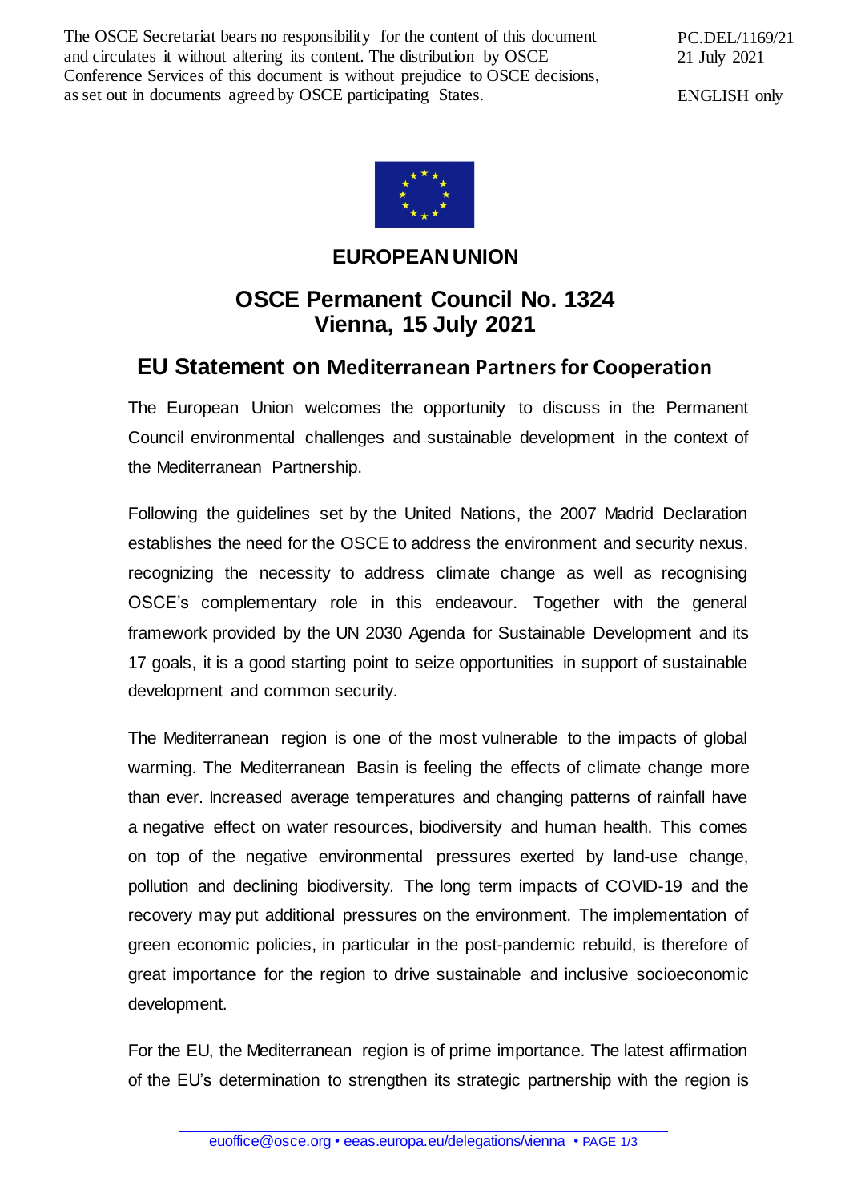The OSCE Secretariat bears no responsibility for the content of this document and circulates it without altering its content. The distribution by OSCE Conference Services of this document is without prejudice to OSCE decisions, as set out in documents agreed by OSCE participating States.

PC.DEL/1169/21
21 July 2021

ENGLISH only

**EUROPEAN UNION**

## OSCE Permanent Council No. 1324
## Vienna, 15 July 2021

## EU Statement on Mediterranean Partners for Cooperation

The European Union welcomes the opportunity to discuss in the Permanent Council environmental challenges and sustainable development in the context of the Mediterranean Partnership.

Following the guidelines set by the United Nations, the 2007 Madrid Declaration establishes the need for the OSCE to address the environment and security nexus, recognizing the necessity to address climate change as well as recognising OSCE's complementary role in this endeavour. Together with the general framework provided by the UN 2030 Agenda for Sustainable Development and its 17 goals, it is a good starting point to seize opportunities in support of sustainable development and common security.

The Mediterranean region is one of the most vulnerable to the impacts of global warming. The Mediterranean Basin is feeling the effects of climate change more than ever. Increased average temperatures and changing patterns of rainfall have a negative effect on water resources, biodiversity and human health. This comes on top of the negative environmental pressures exerted by land-use change, pollution and declining biodiversity. The long term impacts of COVID-19 and the recovery may put additional pressures on the environment. The implementation of green economic policies, in particular in the post-pandemic rebuild, is therefore of great importance for the region to drive sustainable and inclusive socioeconomic development.

For the EU, the Mediterranean region is of prime importance. The latest affirmation of the EU's determination to strengthen its strategic partnership with the region is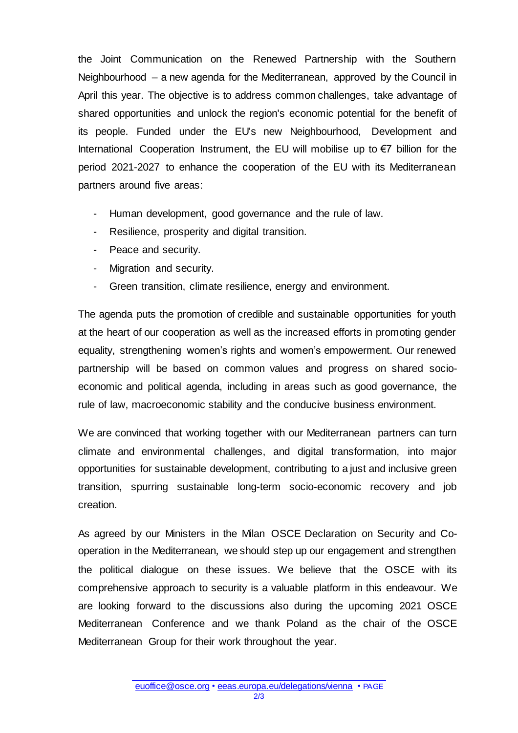the Joint Communication on the Renewed Partnership with the Southern Neighbourhood – a new agenda for the Mediterranean, approved by the Council in April this year. The objective is to address common challenges, take advantage of shared opportunities and unlock the region's economic potential for the benefit of its people. Funded under the EU's new Neighbourhood, Development and International Cooperation Instrument, the EU will mobilise up to €7 billion for the period 2021-2027 to enhance the cooperation of the EU with its Mediterranean partners around five areas:

- Human development, good governance and the rule of law.
- Resilience, prosperity and digital transition.
- Peace and security.
- Migration and security.
- Green transition, climate resilience, energy and environment.

The agenda puts the promotion of credible and sustainable opportunities for youth at the heart of our cooperation as well as the increased efforts in promoting gender equality, strengthening women's rights and women's empowerment. Our renewed partnership will be based on common values and progress on shared socio-economic and political agenda, including in areas such as good governance, the rule of law, macroeconomic stability and the conducive business environment.

We are convinced that working together with our Mediterranean partners can turn climate and environmental challenges, and digital transformation, into major opportunities for sustainable development, contributing to a just and inclusive green transition, spurring sustainable long-term socio-economic recovery and job creation.

As agreed by our Ministers in the Milan OSCE Declaration on Security and Co-operation in the Mediterranean, we should step up our engagement and strengthen the political dialogue on these issues. We believe that the OSCE with its comprehensive approach to security is a valuable platform in this endeavour. We are looking forward to the discussions also during the upcoming 2021 OSCE Mediterranean Conference and we thank Poland as the chair of the OSCE Mediterranean Group for their work throughout the year.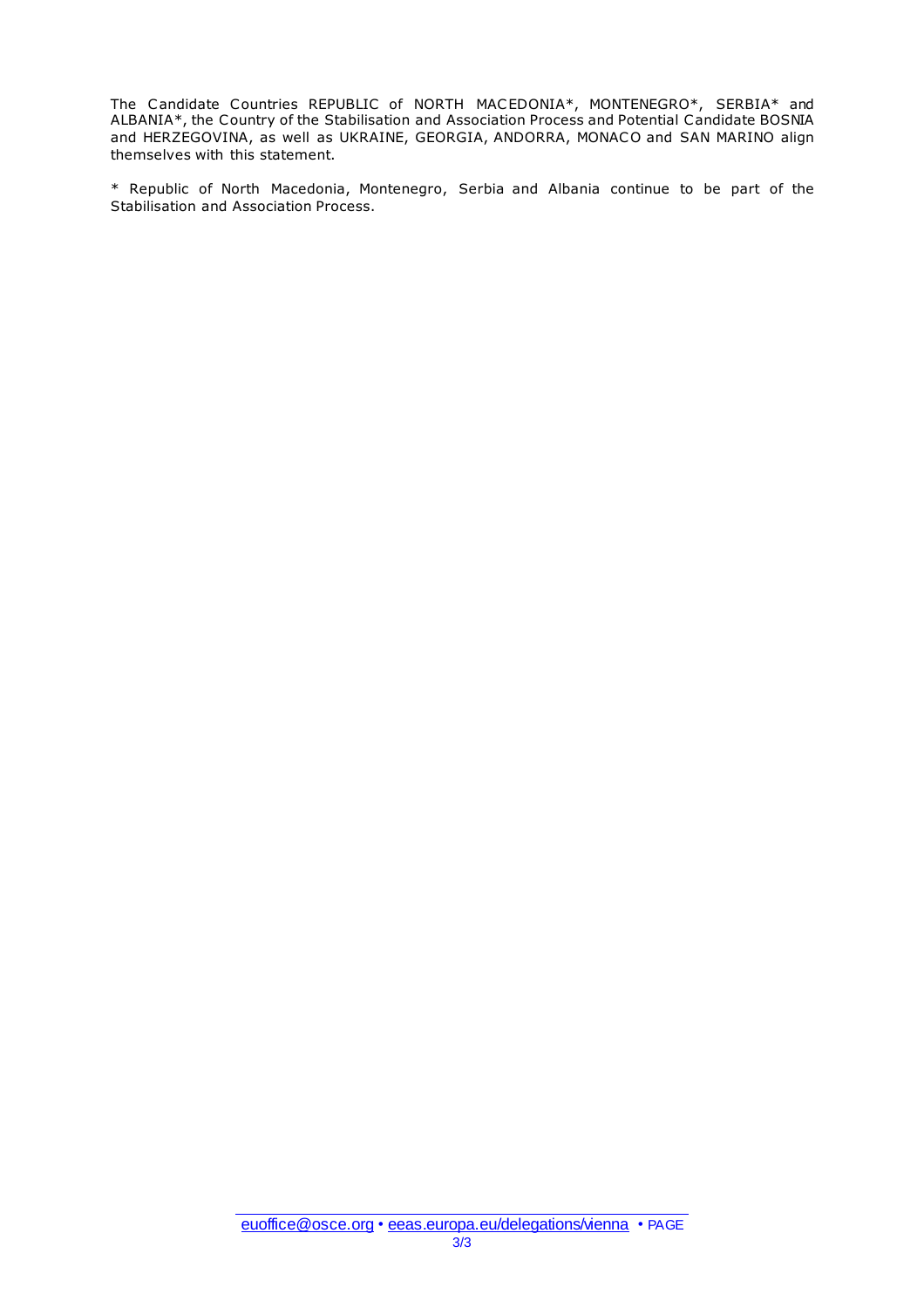The Candidate Countries REPUBLIC of NORTH MACEDONIA*, MONTENEGRO*, SERBIA* and ALBANIA*, the Country of the Stabilisation and Association Process and Potential Candidate BOSNIA and HERZEGOVINA, as well as UKRAINE, GEORGIA, ANDORRA, MONACO and SAN MARINO align themselves with this statement.

* Republic of North Macedonia, Montenegro, Serbia and Albania continue to be part of the Stabilisation and Association Process.